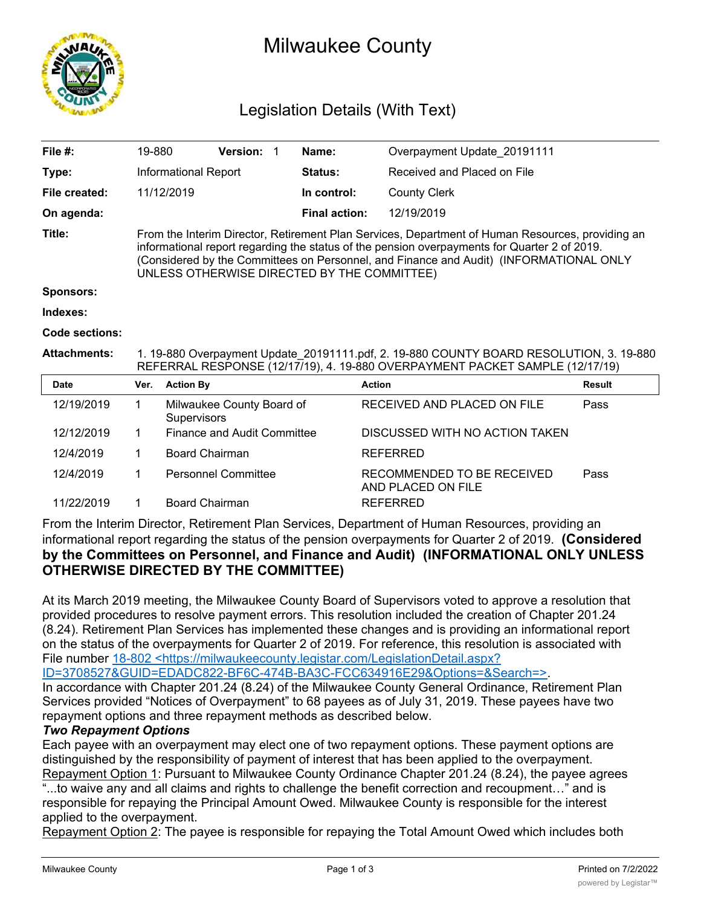# Milwaukee County

## Legislation Details (With Text)

| | | | | | |
|---|---|---|---|---|---|
| **File #:** | 19-880 | **Version:** 1 | **Name:** | Overpayment Update_20191111 | |
| **Type:** | Informational Report | | **Status:** | Received and Placed on File | |
| **File created:** | 11/12/2019 | | **In control:** | County Clerk | |
| **On agenda:** | | | **Final action:** | 12/19/2019 | |

**Title:** From the Interim Director, Retirement Plan Services, Department of Human Resources, providing an informational report regarding the status of the pension overpayments for Quarter 2 of 2019. (Considered by the Committees on Personnel, and Finance and Audit) (INFORMATIONAL ONLY UNLESS OTHERWISE DIRECTED BY THE COMMITTEE)

**Sponsors:**

**Indexes:**

**Code sections:**

**Attachments:** 1. 19-880 Overpayment Update_20191111.pdf, 2. 19-880 COUNTY BOARD RESOLUTION, 3. 19-880 REFERRAL RESPONSE (12/17/19), 4. 19-880 OVERPAYMENT PACKET SAMPLE (12/17/19)

| Date | Ver. | Action By | Action | Result |
|---|---|---|---|---|
| 12/19/2019 | 1 | Milwaukee County Board of Supervisors | RECEIVED AND PLACED ON FILE | Pass |
| 12/12/2019 | 1 | Finance and Audit Committee | DISCUSSED WITH NO ACTION TAKEN | |
| 12/4/2019 | 1 | Board Chairman | REFERRED | |
| 12/4/2019 | 1 | Personnel Committee | RECOMMENDED TO BE RECEIVED AND PLACED ON FILE | Pass |
| 11/22/2019 | 1 | Board Chairman | REFERRED | |

From the Interim Director, Retirement Plan Services, Department of Human Resources, providing an informational report regarding the status of the pension overpayments for Quarter 2 of 2019. **(Considered by the Committees on Personnel, and Finance and Audit) (INFORMATIONAL ONLY UNLESS OTHERWISE DIRECTED BY THE COMMITTEE)**

At its March 2019 meeting, the Milwaukee County Board of Supervisors voted to approve a resolution that provided procedures to resolve payment errors. This resolution included the creation of Chapter 201.24 (8.24). Retirement Plan Services has implemented these changes and is providing an informational report on the status of the overpayments for Quarter 2 of 2019. For reference, this resolution is associated with File number 18-802 <https://milwaukeecounty.legistar.com/LegislationDetail.aspx?ID=3708527&GUID=EDADC822-BF6C-474B-BA3C-FCC634916E29&Options=&Search=>.

In accordance with Chapter 201.24 (8.24) of the Milwaukee County General Ordinance, Retirement Plan Services provided "Notices of Overpayment" to 68 payees as of July 31, 2019. These payees have two repayment options and three repayment methods as described below.

***Two Repayment Options***

Each payee with an overpayment may elect one of two repayment options. These payment options are distinguished by the responsibility of payment of interest that has been applied to the overpayment.

Repayment Option 1: Pursuant to Milwaukee County Ordinance Chapter 201.24 (8.24), the payee agrees "...to waive any and all claims and rights to challenge the benefit correction and recoupment…" and is responsible for repaying the Principal Amount Owed. Milwaukee County is responsible for the interest applied to the overpayment.

Repayment Option 2: The payee is responsible for repaying the Total Amount Owed which includes both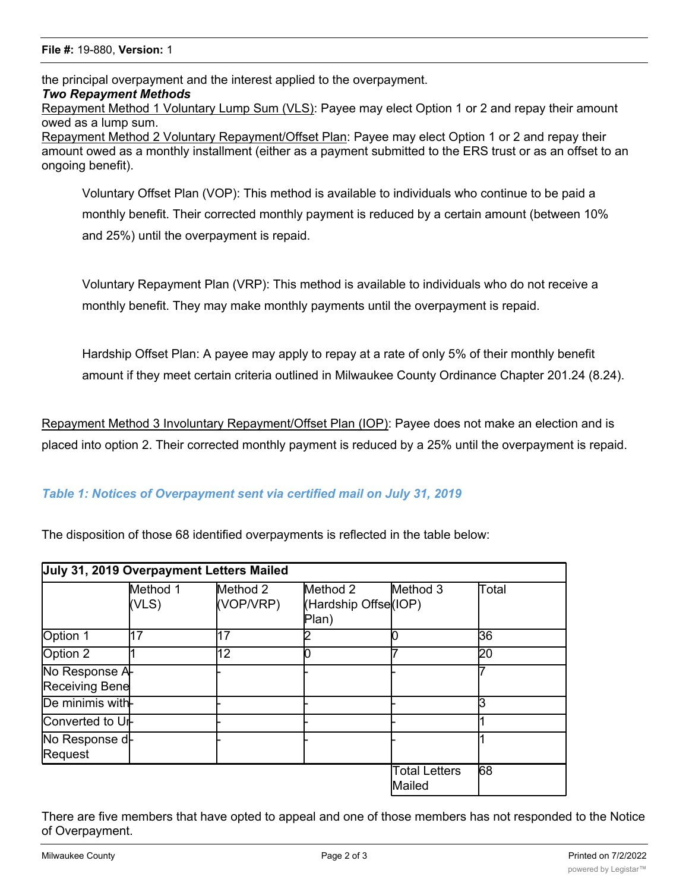the principal overpayment and the interest applied to the overpayment.

***Two Repayment Methods***

Repayment Method 1 Voluntary Lump Sum (VLS): Payee may elect Option 1 or 2 and repay their amount owed as a lump sum.

Repayment Method 2 Voluntary Repayment/Offset Plan: Payee may elect Option 1 or 2 and repay their amount owed as a monthly installment (either as a payment submitted to the ERS trust or as an offset to an ongoing benefit).

> Voluntary Offset Plan (VOP): This method is available to individuals who continue to be paid a monthly benefit. Their corrected monthly payment is reduced by a certain amount (between 10% and 25%) until the overpayment is repaid.
>
> Voluntary Repayment Plan (VRP): This method is available to individuals who do not receive a monthly benefit. They may make monthly payments until the overpayment is repaid.
>
> Hardship Offset Plan: A payee may apply to repay at a rate of only 5% of their monthly benefit amount if they meet certain criteria outlined in Milwaukee County Ordinance Chapter 201.24 (8.24).

Repayment Method 3 Involuntary Repayment/Offset Plan (IOP): Payee does not make an election and is placed into option 2. Their corrected monthly payment is reduced by a 25% until the overpayment is repaid.

***Table 1: Notices of Overpayment sent via certified mail on July 31, 2019***

The disposition of those 68 identified overpayments is reflected in the table below:

| July 31, 2019 Overpayment Letters Mailed | | | | | |
|---|---|---|---|---|---|
| | Method 1 (VLS) | Method 2 (VOP/VRP) | Method 2 (Hardship Offse Plan) | Method 3 (IOP) | Total |
| Option 1 | 17 | 17 | 2 | 0 | 36 |
| Option 2 | 1 | 12 | 0 | 7 | 20 |
| No Response A Receiving Bene | - | - | - | - | 7 |
| De minimis with | - | - | - | - | 3 |
| Converted to Ur | - | - | - | - | 1 |
| No Response d Request | - | - | - | - | 1 |
| | | | | Total Letters Mailed | 68 |

There are five members that have opted to appeal and one of those members has not responded to the Notice of Overpayment.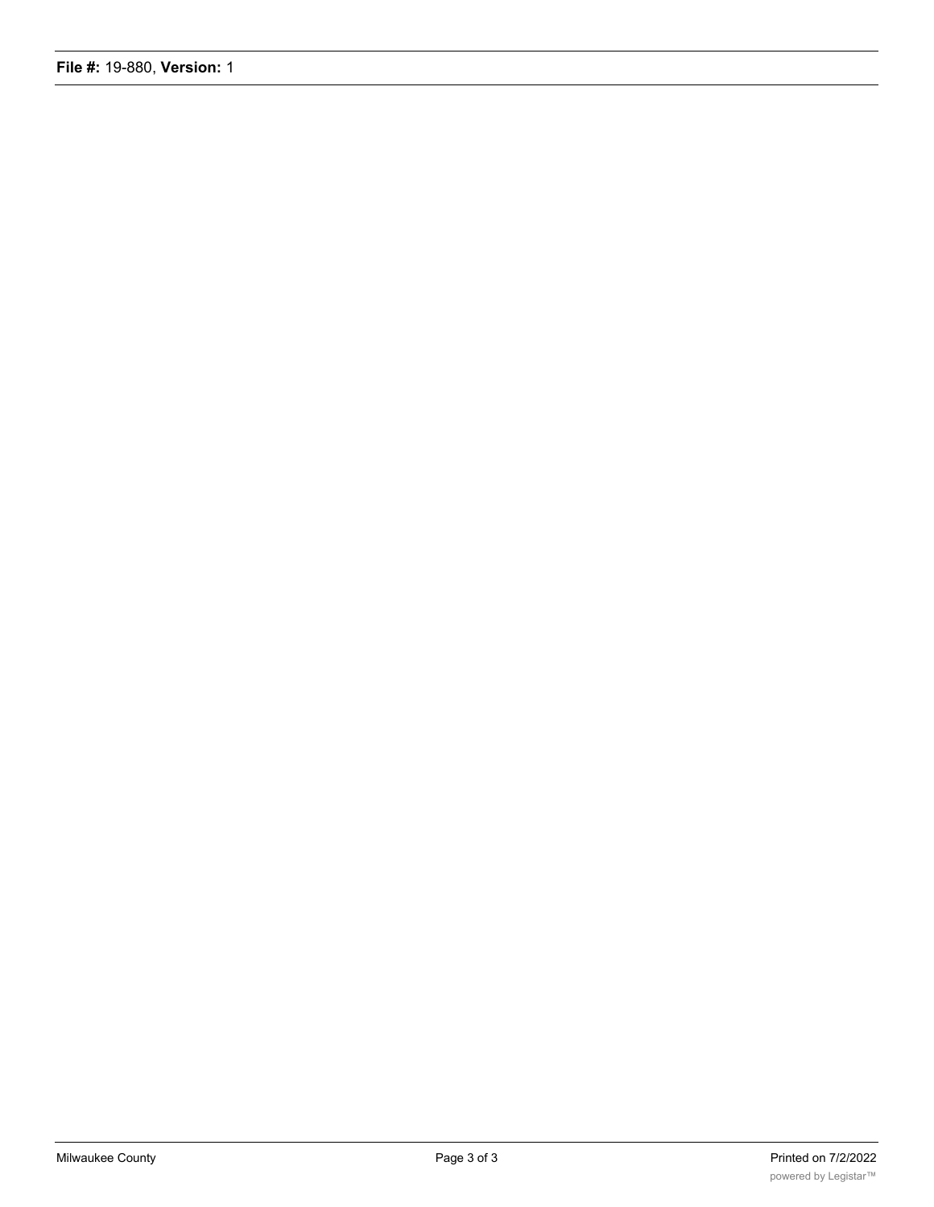**File #:** 19-880, **Version:** 1